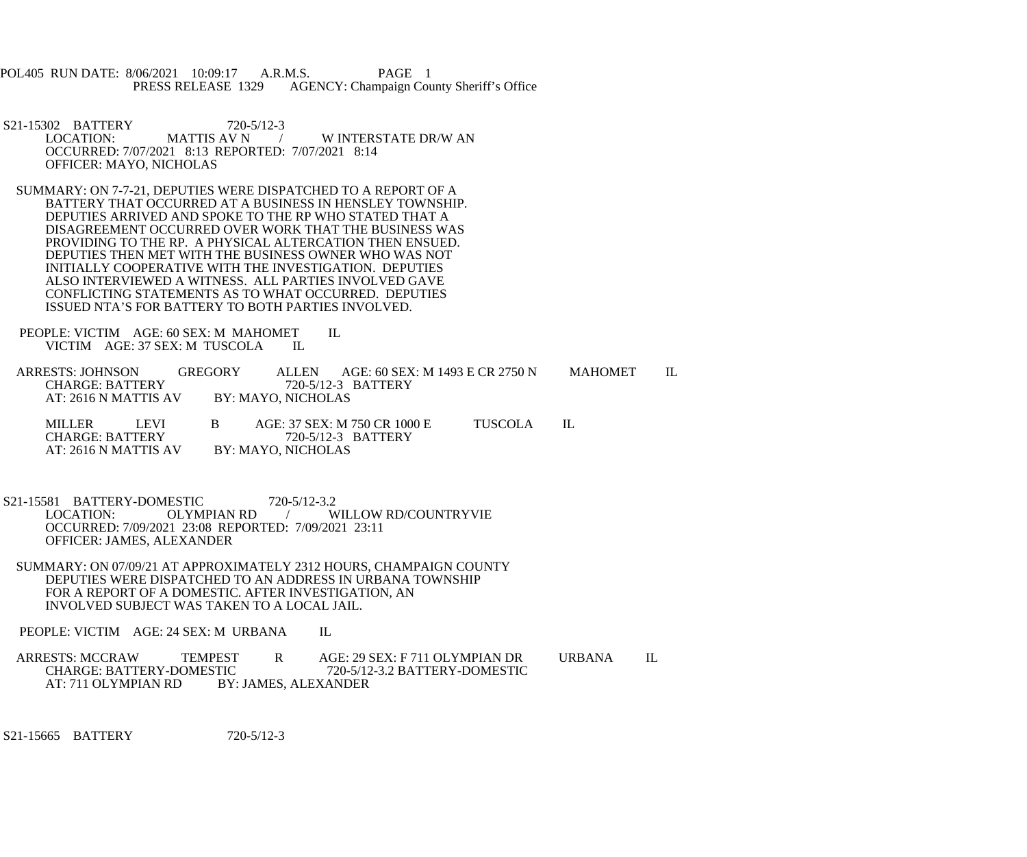POL405 RUN DATE: 8/06/2021 10:09:17 A.R.M.S. PAGE 1
PRESS RELEASE 1329 AGENCY: Champaign County Sheriff's Office

S21-15302 BATTERY 720-5/12-3
LOCATION: MATTIS AV N / W INTERSTATE DR/W AN
OCCURRED: 7/07/2021 8:13 REPORTED: 7/07/2021 8:14
OFFICER: MAYO, NICHOLAS

SUMMARY: ON 7-7-21, DEPUTIES WERE DISPATCHED TO A REPORT OF A BATTERY THAT OCCURRED AT A BUSINESS IN HENSLEY TOWNSHIP. DEPUTIES ARRIVED AND SPOKE TO THE RP WHO STATED THAT A DISAGREEMENT OCCURRED OVER WORK THAT THE BUSINESS WAS PROVIDING TO THE RP. A PHYSICAL ALTERCATION THEN ENSUED. DEPUTIES THEN MET WITH THE BUSINESS OWNER WHO WAS NOT INITIALLY COOPERATIVE WITH THE INVESTIGATION. DEPUTIES ALSO INTERVIEWED A WITNESS. ALL PARTIES INVOLVED GAVE CONFLICTING STATEMENTS AS TO WHAT OCCURRED. DEPUTIES ISSUED NTA'S FOR BATTERY TO BOTH PARTIES INVOLVED.

PEOPLE: VICTIM AGE: 60 SEX: M MAHOMET IL
VICTIM AGE: 37 SEX: M TUSCOLA IL

ARRESTS: JOHNSON GREGORY ALLEN AGE: 60 SEX: M 1493 E CR 2750 N MAHOMET IL
CHARGE: BATTERY 720-5/12-3 BATTERY
AT: 2616 N MATTIS AV BY: MAYO, NICHOLAS

MILLER LEVI B AGE: 37 SEX: M 750 CR 1000 E TUSCOLA IL
CHARGE: BATTERY 720-5/12-3 BATTERY
AT: 2616 N MATTIS AV BY: MAYO, NICHOLAS

S21-15581 BATTERY-DOMESTIC 720-5/12-3.2
LOCATION: OLYMPIAN RD / WILLOW RD/COUNTRYVIE
OCCURRED: 7/09/2021 23:08 REPORTED: 7/09/2021 23:11
OFFICER: JAMES, ALEXANDER

SUMMARY: ON 07/09/21 AT APPROXIMATELY 2312 HOURS, CHAMPAIGN COUNTY DEPUTIES WERE DISPATCHED TO AN ADDRESS IN URBANA TOWNSHIP FOR A REPORT OF A DOMESTIC. AFTER INVESTIGATION, AN INVOLVED SUBJECT WAS TAKEN TO A LOCAL JAIL.

PEOPLE: VICTIM AGE: 24 SEX: M URBANA IL

ARRESTS: MCCRAW TEMPEST R AGE: 29 SEX: F 711 OLYMPIAN DR URBANA IL
CHARGE: BATTERY-DOMESTIC 720-5/12-3.2 BATTERY-DOMESTIC
AT: 711 OLYMPIAN RD BY: JAMES, ALEXANDER

S21-15665 BATTERY 720-5/12-3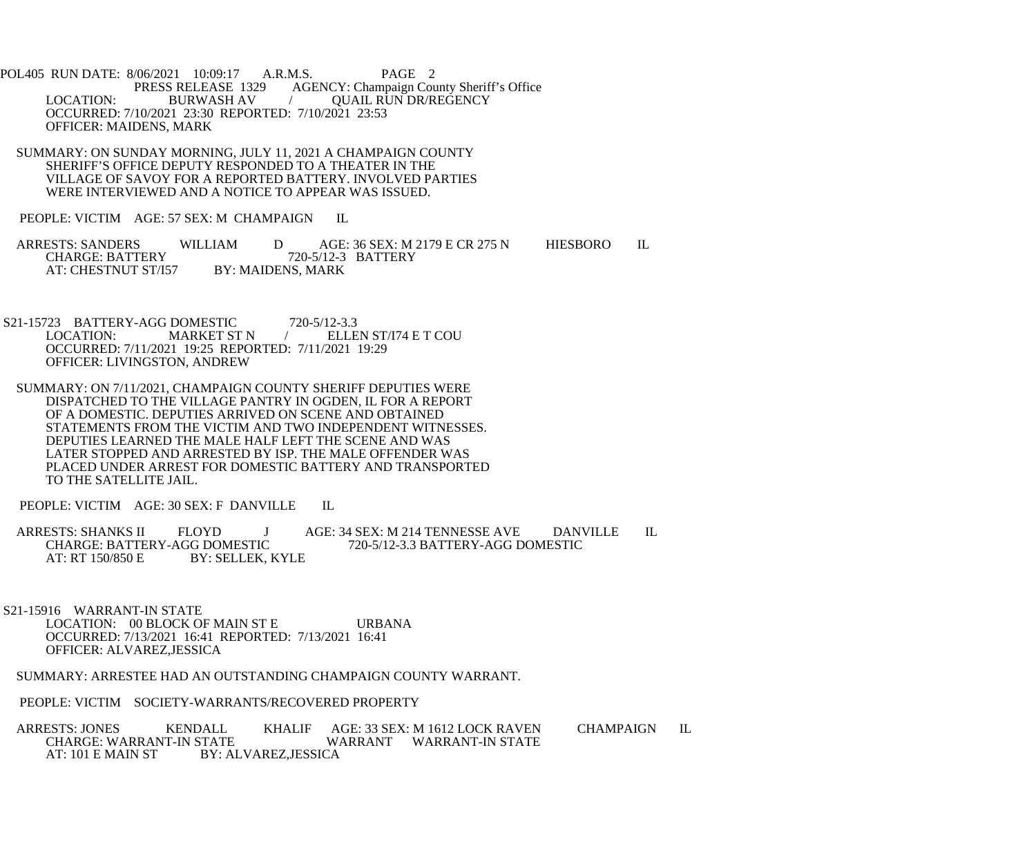POL405 RUN DATE: 8/06/2021 10:09:17 A.R.M.S. PAGE 2
PRESS RELEASE 1329 AGENCY: Champaign County Sheriff's Office
LOCATION: BURWASH AV / QUAIL RUN DR/REGENCY
OCCURRED: 7/10/2021 23:30 REPORTED: 7/10/2021 23:53
OFFICER: MAIDENS, MARK

SUMMARY: ON SUNDAY MORNING, JULY 11, 2021 A CHAMPAIGN COUNTY SHERIFF'S OFFICE DEPUTY RESPONDED TO A THEATER IN THE VILLAGE OF SAVOY FOR A REPORTED BATTERY. INVOLVED PARTIES WERE INTERVIEWED AND A NOTICE TO APPEAR WAS ISSUED.

PEOPLE: VICTIM AGE: 57 SEX: M CHAMPAIGN IL

ARRESTS: SANDERS WILLIAM D AGE: 36 SEX: M 2179 E CR 275 N HIESBORO IL
CHARGE: BATTERY 720-5/12-3 BATTERY
AT: CHESTNUT ST/I57 BY: MAIDENS, MARK

S21-15723 BATTERY-AGG DOMESTIC 720-5/12-3.3
LOCATION: MARKET ST N / ELLEN ST/I74 E T COU
OCCURRED: 7/11/2021 19:25 REPORTED: 7/11/2021 19:29
OFFICER: LIVINGSTON, ANDREW

SUMMARY: ON 7/11/2021, CHAMPAIGN COUNTY SHERIFF DEPUTIES WERE DISPATCHED TO THE VILLAGE PANTRY IN OGDEN, IL FOR A REPORT OF A DOMESTIC. DEPUTIES ARRIVED ON SCENE AND OBTAINED STATEMENTS FROM THE VICTIM AND TWO INDEPENDENT WITNESSES. DEPUTIES LEARNED THE MALE HALF LEFT THE SCENE AND WAS LATER STOPPED AND ARRESTED BY ISP. THE MALE OFFENDER WAS PLACED UNDER ARREST FOR DOMESTIC BATTERY AND TRANSPORTED TO THE SATELLITE JAIL.

PEOPLE: VICTIM AGE: 30 SEX: F DANVILLE IL

ARRESTS: SHANKS II FLOYD J AGE: 34 SEX: M 214 TENNESSE AVE DANVILLE IL
CHARGE: BATTERY-AGG DOMESTIC 720-5/12-3.3 BATTERY-AGG DOMESTIC
AT: RT 150/850 E BY: SELLEK, KYLE

S21-15916 WARRANT-IN STATE
LOCATION: 00 BLOCK OF MAIN ST E URBANA
OCCURRED: 7/13/2021 16:41 REPORTED: 7/13/2021 16:41
OFFICER: ALVAREZ,JESSICA

SUMMARY: ARRESTEE HAD AN OUTSTANDING CHAMPAIGN COUNTY WARRANT.

PEOPLE: VICTIM SOCIETY-WARRANTS/RECOVERED PROPERTY

ARRESTS: JONES KENDALL KHALIF AGE: 33 SEX: M 1612 LOCK RAVEN CHAMPAIGN IL
CHARGE: WARRANT-IN STATE WARRANT WARRANT-IN STATE
AT: 101 E MAIN ST BY: ALVAREZ,JESSICA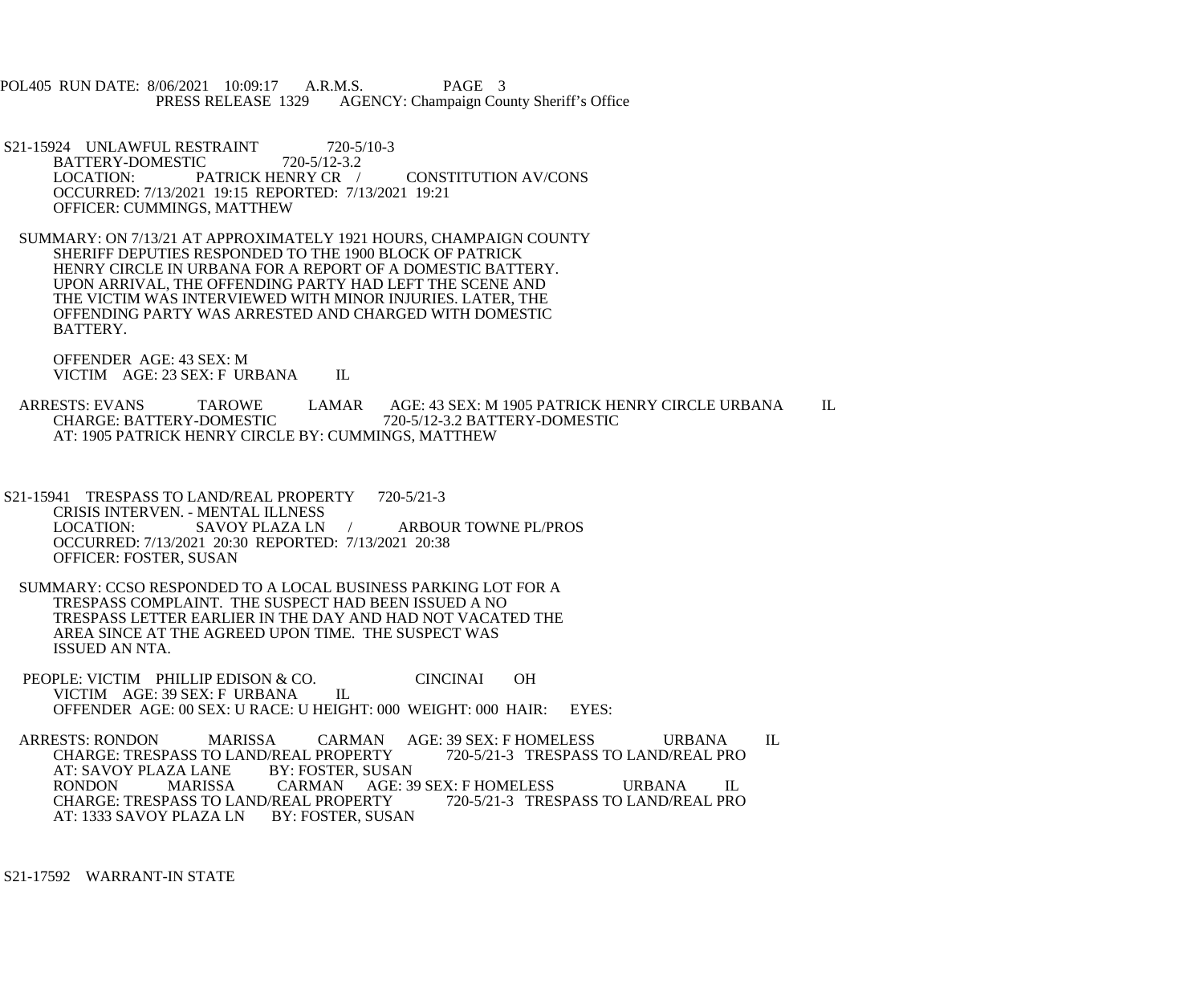POL405 RUN DATE: 8/06/2021 10:09:17 A.R.M.S. PAGE 3
PRESS RELEASE 1329 AGENCY: Champaign County Sheriff's Office

S21-15924 UNLAWFUL RESTRAINT 720-5/10-3
BATTERY-DOMESTIC 720-5/12-3.2
LOCATION: PATRICK HENRY CR / CONSTITUTION AV/CONS
OCCURRED: 7/13/2021 19:15 REPORTED: 7/13/2021 19:21
OFFICER: CUMMINGS, MATTHEW

SUMMARY: ON 7/13/21 AT APPROXIMATELY 1921 HOURS, CHAMPAIGN COUNTY SHERIFF DEPUTIES RESPONDED TO THE 1900 BLOCK OF PATRICK HENRY CIRCLE IN URBANA FOR A REPORT OF A DOMESTIC BATTERY. UPON ARRIVAL, THE OFFENDING PARTY HAD LEFT THE SCENE AND THE VICTIM WAS INTERVIEWED WITH MINOR INJURIES. LATER, THE OFFENDING PARTY WAS ARRESTED AND CHARGED WITH DOMESTIC BATTERY.

OFFENDER AGE: 43 SEX: M
VICTIM AGE: 23 SEX: F URBANA IL

ARRESTS: EVANS TAROWE LAMAR AGE: 43 SEX: M 1905 PATRICK HENRY CIRCLE URBANA IL
CHARGE: BATTERY-DOMESTIC 720-5/12-3.2 BATTERY-DOMESTIC
AT: 1905 PATRICK HENRY CIRCLE BY: CUMMINGS, MATTHEW

S21-15941 TRESPASS TO LAND/REAL PROPERTY 720-5/21-3
CRISIS INTERVEN. - MENTAL ILLNESS
LOCATION: SAVOY PLAZA LN / ARBOUR TOWNE PL/PROS
OCCURRED: 7/13/2021 20:30 REPORTED: 7/13/2021 20:38
OFFICER: FOSTER, SUSAN

SUMMARY: CCSO RESPONDED TO A LOCAL BUSINESS PARKING LOT FOR A TRESPASS COMPLAINT. THE SUSPECT HAD BEEN ISSUED A NO TRESPASS LETTER EARLIER IN THE DAY AND HAD NOT VACATED THE AREA SINCE AT THE AGREED UPON TIME. THE SUSPECT WAS ISSUED AN NTA.

PEOPLE: VICTIM PHILLIP EDISON & CO. CINCINAI OH
VICTIM AGE: 39 SEX: F URBANA IL
OFFENDER AGE: 00 SEX: U RACE: U HEIGHT: 000 WEIGHT: 000 HAIR: EYES:

ARRESTS: RONDON MARISSA CARMAN AGE: 39 SEX: F HOMELESS URBANA IL
CHARGE: TRESPASS TO LAND/REAL PROPERTY 720-5/21-3 TRESPASS TO LAND/REAL PRO
AT: SAVOY PLAZA LANE BY: FOSTER, SUSAN
RONDON MARISSA CARMAN AGE: 39 SEX: F HOMELESS URBANA IL
CHARGE: TRESPASS TO LAND/REAL PROPERTY 720-5/21-3 TRESPASS TO LAND/REAL PRO
AT: 1333 SAVOY PLAZA LN BY: FOSTER, SUSAN

S21-17592 WARRANT-IN STATE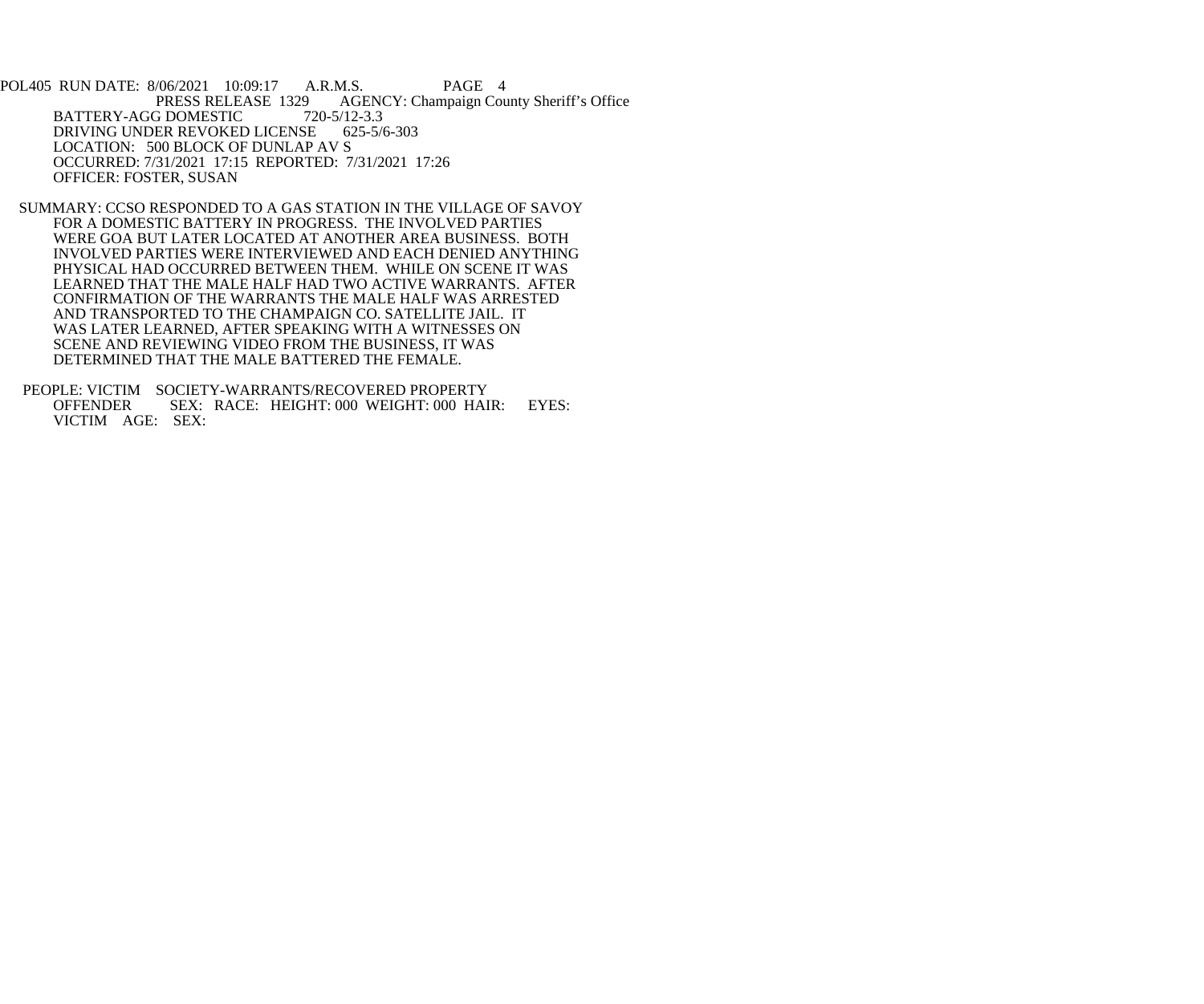POL405 RUN DATE: 8/06/2021 10:09:17 A.R.M.S.

PRESS RELEASE 1329 AGENCY: Champaign County Sheriff's Office

BATTERY-AGG DOMESTIC 720-5/12-3.3

DRIVING UNDER REVOKED LICENSE 625-5/6-303

LOCATION: 500 BLOCK OF DUNLAP AV S

OCCURRED: 7/31/2021 17:15 REPORTED: 7/31/2021 17:26

OFFICER: FOSTER, SUSAN

SUMMARY: CCSO RESPONDED TO A GAS STATION IN THE VILLAGE OF SAVOY FOR A DOMESTIC BATTERY IN PROGRESS. THE INVOLVED PARTIES WERE GOA BUT LATER LOCATED AT ANOTHER AREA BUSINESS. BOTH INVOLVED PARTIES WERE INTERVIEWED AND EACH DENIED ANYTHING PHYSICAL HAD OCCURRED BETWEEN THEM. WHILE ON SCENE IT WAS LEARNED THAT THE MALE HALF HAD TWO ACTIVE WARRANTS. AFTER CONFIRMATION OF THE WARRANTS THE MALE HALF WAS ARRESTED AND TRANSPORTED TO THE CHAMPAIGN CO. SATELLITE JAIL. IT WAS LATER LEARNED, AFTER SPEAKING WITH A WITNESSES ON SCENE AND REVIEWING VIDEO FROM THE BUSINESS, IT WAS DETERMINED THAT THE MALE BATTERED THE FEMALE.

PEOPLE: VICTIM SOCIETY-WARRANTS/RECOVERED PROPERTY

OFFENDER SEX: RACE: HEIGHT: 000 WEIGHT: 000 HAIR: EYES:

VICTIM AGE: SEX: